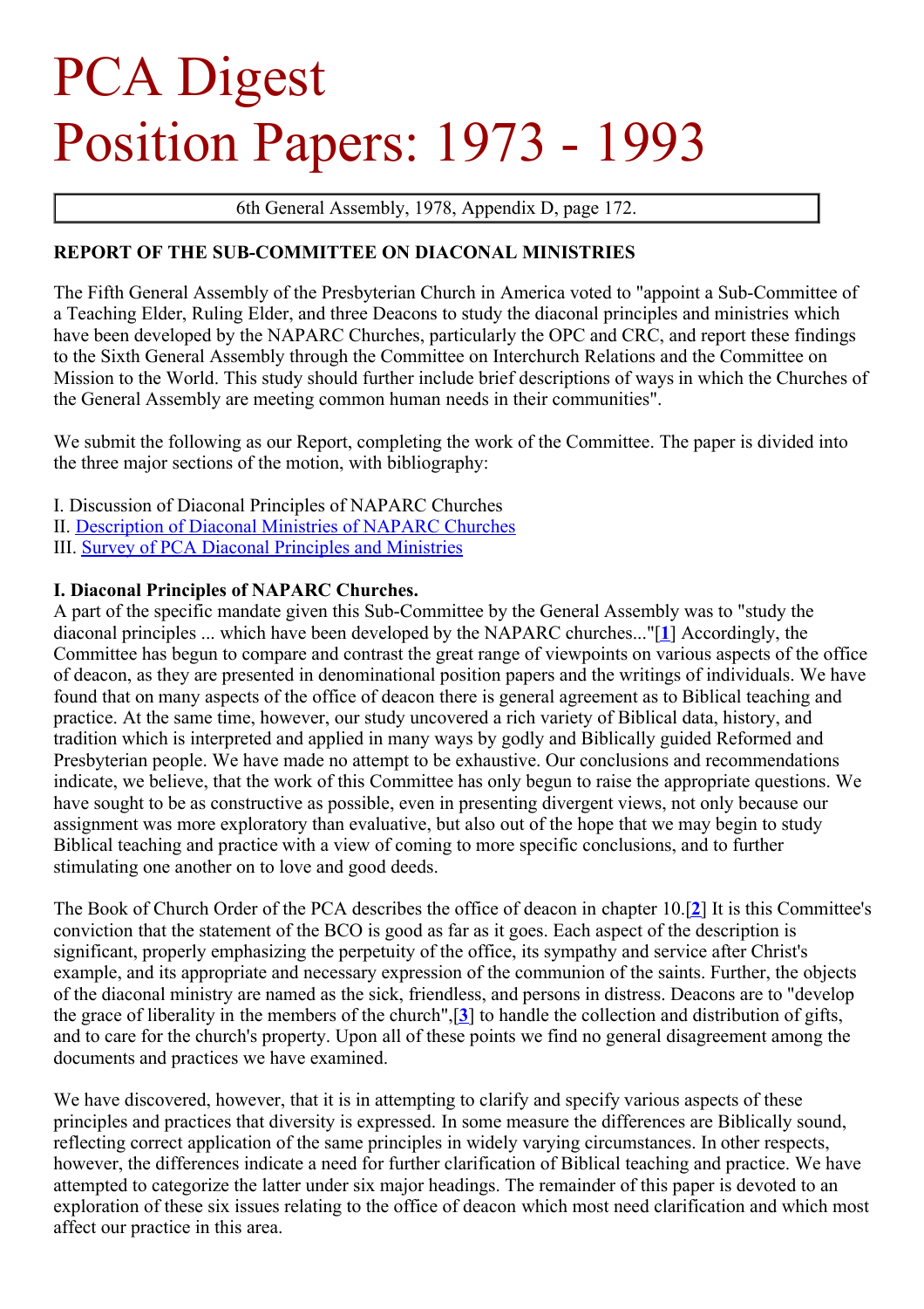# PCA Digest
# Position Papers: 1973 - 1993

6th General Assembly, 1978, Appendix D, page 172.

**REPORT OF THE SUB-COMMITTEE ON DIACONAL MINISTRIES**

The Fifth General Assembly of the Presbyterian Church in America voted to "appoint a Sub-Committee of a Teaching Elder, Ruling Elder, and three Deacons to study the diaconal principles and ministries which have been developed by the NAPARC Churches, particularly the OPC and CRC, and report these findings to the Sixth General Assembly through the Committee on Interchurch Relations and the Committee on Mission to the World. This study should further include brief descriptions of ways in which the Churches of the General Assembly are meeting common human needs in their communities".

We submit the following as our Report, completing the work of the Committee. The paper is divided into the three major sections of the motion, with bibliography:

I. Discussion of Diaconal Principles of NAPARC Churches
II. Description of Diaconal Ministries of NAPARC Churches
III. Survey of PCA Diaconal Principles and Ministries

**I. Diaconal Principles of NAPARC Churches.**
A part of the specific mandate given this Sub-Committee by the General Assembly was to "study the diaconal principles ... which have been developed by the NAPARC churches..."[1] Accordingly, the Committee has begun to compare and contrast the great range of viewpoints on various aspects of the office of deacon, as they are presented in denominational position papers and the writings of individuals. We have found that on many aspects of the office of deacon there is general agreement as to Biblical teaching and practice. At the same time, however, our study uncovered a rich variety of Biblical data, history, and tradition which is interpreted and applied in many ways by godly and Biblically guided Reformed and Presbyterian people. We have made no attempt to be exhaustive. Our conclusions and recommendations indicate, we believe, that the work of this Committee has only begun to raise the appropriate questions. We have sought to be as constructive as possible, even in presenting divergent views, not only because our assignment was more exploratory than evaluative, but also out of the hope that we may begin to study Biblical teaching and practice with a view of coming to more specific conclusions, and to further stimulating one another on to love and good deeds.

The Book of Church Order of the PCA describes the office of deacon in chapter 10.[2] It is this Committee's conviction that the statement of the BCO is good as far as it goes. Each aspect of the description is significant, properly emphasizing the perpetuity of the office, its sympathy and service after Christ's example, and its appropriate and necessary expression of the communion of the saints. Further, the objects of the diaconal ministry are named as the sick, friendless, and persons in distress. Deacons are to "develop the grace of liberality in the members of the church",[3] to handle the collection and distribution of gifts, and to care for the church's property. Upon all of these points we find no general disagreement among the documents and practices we have examined.

We have discovered, however, that it is in attempting to clarify and specify various aspects of these principles and practices that diversity is expressed. In some measure the differences are Biblically sound, reflecting correct application of the same principles in widely varying circumstances. In other respects, however, the differences indicate a need for further clarification of Biblical teaching and practice. We have attempted to categorize the latter under six major headings. The remainder of this paper is devoted to an exploration of these six issues relating to the office of deacon which most need clarification and which most affect our practice in this area.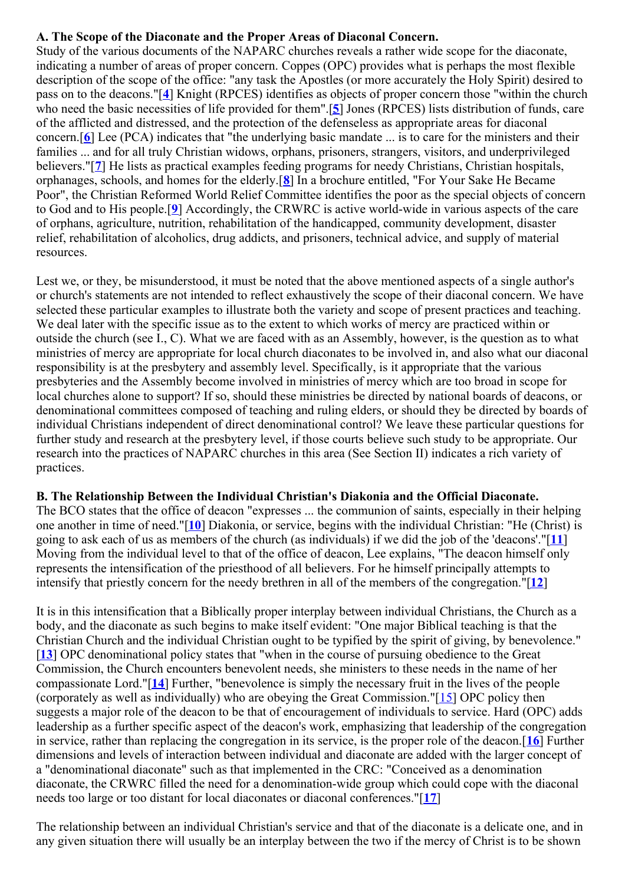**A. The Scope of the Diaconate and the Proper Areas of Diaconal Concern.**
Study of the various documents of the NAPARC churches reveals a rather wide scope for the diaconate, indicating a number of areas of proper concern. Coppes (OPC) provides what is perhaps the most flexible description of the scope of the office: "any task the Apostles (or more accurately the Holy Spirit) desired to pass on to the deacons."[**4**] Knight (RPCES) identifies as objects of proper concern those "within the church who need the basic necessities of life provided for them".[**5**] Jones (RPCES) lists distribution of funds, care of the afflicted and distressed, and the protection of the defenseless as appropriate areas for diaconal concern.[**6**] Lee (PCA) indicates that "the underlying basic mandate ... is to care for the ministers and their families ... and for all truly Christian widows, orphans, prisoners, strangers, visitors, and underprivileged believers."[**7**] He lists as practical examples feeding programs for needy Christians, Christian hospitals, orphanages, schools, and homes for the elderly.[**8**] In a brochure entitled, "For Your Sake He Became Poor", the Christian Reformed World Relief Committee identifies the poor as the special objects of concern to God and to His people.[**9**] Accordingly, the CRWRC is active world-wide in various aspects of the care of orphans, agriculture, nutrition, rehabilitation of the handicapped, community development, disaster relief, rehabilitation of alcoholics, drug addicts, and prisoners, technical advice, and supply of material resources.

Lest we, or they, be misunderstood, it must be noted that the above mentioned aspects of a single author's or church's statements are not intended to reflect exhaustively the scope of their diaconal concern. We have selected these particular examples to illustrate both the variety and scope of present practices and teaching. We deal later with the specific issue as to the extent to which works of mercy are practiced within or outside the church (see I., C). What we are faced with as an Assembly, however, is the question as to what ministries of mercy are appropriate for local church diaconates to be involved in, and also what our diaconal responsibility is at the presbytery and assembly level. Specifically, is it appropriate that the various presbyteries and the Assembly become involved in ministries of mercy which are too broad in scope for local churches alone to support? If so, should these ministries be directed by national boards of deacons, or denominational committees composed of teaching and ruling elders, or should they be directed by boards of individual Christians independent of direct denominational control? We leave these particular questions for further study and research at the presbytery level, if those courts believe such study to be appropriate. Our research into the practices of NAPARC churches in this area (See Section II) indicates a rich variety of practices.

**B. The Relationship Between the Individual Christian's Diakonia and the Official Diaconate.**
The BCO states that the office of deacon "expresses ... the communion of saints, especially in their helping one another in time of need."[**10**] Diakonia, or service, begins with the individual Christian: "He (Christ) is going to ask each of us as members of the church (as individuals) if we did the job of the 'deacons'."[**11**] Moving from the individual level to that of the office of deacon, Lee explains, "The deacon himself only represents the intensification of the priesthood of all believers. For he himself principally attempts to intensify that priestly concern for the needy brethren in all of the members of the congregation."[**12**]

It is in this intensification that a Biblically proper interplay between individual Christians, the Church as a body, and the diaconate as such begins to make itself evident: "One major Biblical teaching is that the Christian Church and the individual Christian ought to be typified by the spirit of giving, by benevolence." [**13**] OPC denominational policy states that "when in the course of pursuing obedience to the Great Commission, the Church encounters benevolent needs, she ministers to these needs in the name of her compassionate Lord."[**14**] Further, "benevolence is simply the necessary fruit in the lives of the people (corporately as well as individually) who are obeying the Great Commission."[15] OPC policy then suggests a major role of the deacon to be that of encouragement of individuals to service. Hard (OPC) adds leadership as a further specific aspect of the deacon's work, emphasizing that leadership of the congregation in service, rather than replacing the congregation in its service, is the proper role of the deacon.[**16**] Further dimensions and levels of interaction between individual and diaconate are added with the larger concept of a "denominational diaconate" such as that implemented in the CRC: "Conceived as a denomination diaconate, the CRWRC filled the need for a denomination-wide group which could cope with the diaconal needs too large or too distant for local diaconates or diaconal conferences."[**17**]

The relationship between an individual Christian's service and that of the diaconate is a delicate one, and in any given situation there will usually be an interplay between the two if the mercy of Christ is to be shown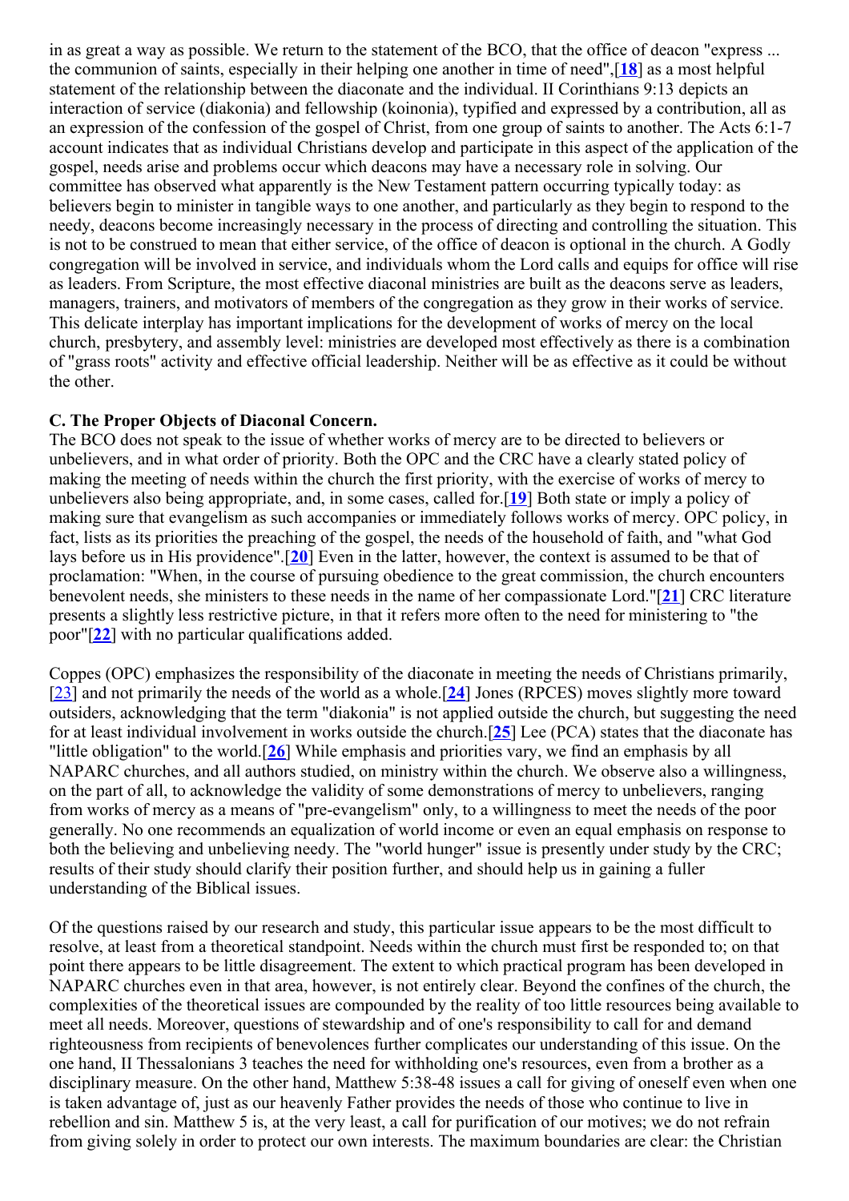in as great a way as possible. We return to the statement of the BCO, that the office of deacon "express ... the communion of saints, especially in their helping one another in time of need",[18] as a most helpful statement of the relationship between the diaconate and the individual. II Corinthians 9:13 depicts an interaction of service (diakonia) and fellowship (koinonia), typified and expressed by a contribution, all as an expression of the confession of the gospel of Christ, from one group of saints to another. The Acts 6:1-7 account indicates that as individual Christians develop and participate in this aspect of the application of the gospel, needs arise and problems occur which deacons may have a necessary role in solving. Our committee has observed what apparently is the New Testament pattern occurring typically today: as believers begin to minister in tangible ways to one another, and particularly as they begin to respond to the needy, deacons become increasingly necessary in the process of directing and controlling the situation. This is not to be construed to mean that either service, of the office of deacon is optional in the church. A Godly congregation will be involved in service, and individuals whom the Lord calls and equips for office will rise as leaders. From Scripture, the most effective diaconal ministries are built as the deacons serve as leaders, managers, trainers, and motivators of members of the congregation as they grow in their works of service. This delicate interplay has important implications for the development of works of mercy on the local church, presbytery, and assembly level: ministries are developed most effectively as there is a combination of "grass roots" activity and effective official leadership. Neither will be as effective as it could be without the other.

**C. The Proper Objects of Diaconal Concern.**

The BCO does not speak to the issue of whether works of mercy are to be directed to believers or unbelievers, and in what order of priority. Both the OPC and the CRC have a clearly stated policy of making the meeting of needs within the church the first priority, with the exercise of works of mercy to unbelievers also being appropriate, and, in some cases, called for.[19] Both state or imply a policy of making sure that evangelism as such accompanies or immediately follows works of mercy. OPC policy, in fact, lists as its priorities the preaching of the gospel, the needs of the household of faith, and "what God lays before us in His providence".[20] Even in the latter, however, the context is assumed to be that of proclamation: "When, in the course of pursuing obedience to the great commission, the church encounters benevolent needs, she ministers to these needs in the name of her compassionate Lord."[21] CRC literature presents a slightly less restrictive picture, in that it refers more often to the need for ministering to "the poor"[22] with no particular qualifications added.

Coppes (OPC) emphasizes the responsibility of the diaconate in meeting the needs of Christians primarily,[23] and not primarily the needs of the world as a whole.[24] Jones (RPCES) moves slightly more toward outsiders, acknowledging that the term "diakonia" is not applied outside the church, but suggesting the need for at least individual involvement in works outside the church.[25] Lee (PCA) states that the diaconate has "little obligation" to the world.[26] While emphasis and priorities vary, we find an emphasis by all NAPARC churches, and all authors studied, on ministry within the church. We observe also a willingness, on the part of all, to acknowledge the validity of some demonstrations of mercy to unbelievers, ranging from works of mercy as a means of "pre-evangelism" only, to a willingness to meet the needs of the poor generally. No one recommends an equalization of world income or even an equal emphasis on response to both the believing and unbelieving needy. The "world hunger" issue is presently under study by the CRC; results of their study should clarify their position further, and should help us in gaining a fuller understanding of the Biblical issues.

Of the questions raised by our research and study, this particular issue appears to be the most difficult to resolve, at least from a theoretical standpoint. Needs within the church must first be responded to; on that point there appears to be little disagreement. The extent to which practical program has been developed in NAPARC churches even in that area, however, is not entirely clear. Beyond the confines of the church, the complexities of the theoretical issues are compounded by the reality of too little resources being available to meet all needs. Moreover, questions of stewardship and of one's responsibility to call for and demand righteousness from recipients of benevolences further complicates our understanding of this issue. On the one hand, II Thessalonians 3 teaches the need for withholding one's resources, even from a brother as a disciplinary measure. On the other hand, Matthew 5:38-48 issues a call for giving of oneself even when one is taken advantage of, just as our heavenly Father provides the needs of those who continue to live in rebellion and sin. Matthew 5 is, at the very least, a call for purification of our motives; we do not refrain from giving solely in order to protect our own interests. The maximum boundaries are clear: the Christian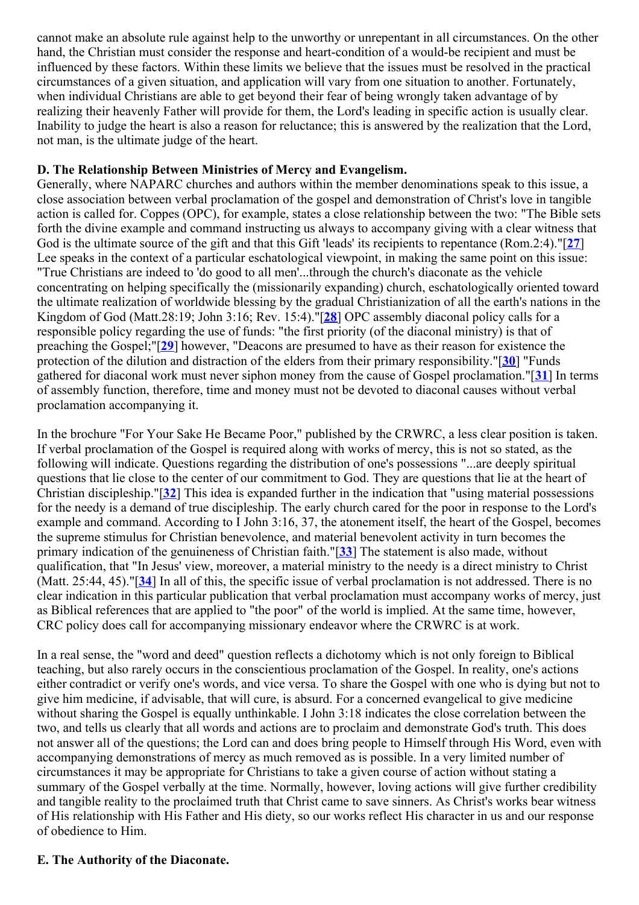cannot make an absolute rule against help to the unworthy or unrepentant in all circumstances. On the other hand, the Christian must consider the response and heart-condition of a would-be recipient and must be influenced by these factors. Within these limits we believe that the issues must be resolved in the practical circumstances of a given situation, and application will vary from one situation to another. Fortunately, when individual Christians are able to get beyond their fear of being wrongly taken advantage of by realizing their heavenly Father will provide for them, the Lord's leading in specific action is usually clear. Inability to judge the heart is also a reason for reluctance; this is answered by the realization that the Lord, not man, is the ultimate judge of the heart.

### D. The Relationship Between Ministries of Mercy and Evangelism.

Generally, where NAPARC churches and authors within the member denominations speak to this issue, a close association between verbal proclamation of the gospel and demonstration of Christ's love in tangible action is called for. Coppes (OPC), for example, states a close relationship between the two: "The Bible sets forth the divine example and command instructing us always to accompany giving with a clear witness that God is the ultimate source of the gift and that this Gift 'leads' its recipients to repentance (Rom.2:4)."[**27**] Lee speaks in the context of a particular eschatological viewpoint, in making the same point on this issue: "True Christians are indeed to 'do good to all men'...through the church's diaconate as the vehicle concentrating on helping specifically the (missionarily expanding) church, eschatologically oriented toward the ultimate realization of worldwide blessing by the gradual Christianization of all the earth's nations in the Kingdom of God (Matt.28:19; John 3:16; Rev. 15:4)."[**28**] OPC assembly diaconal policy calls for a responsible policy regarding the use of funds: "the first priority (of the diaconal ministry) is that of preaching the Gospel;"[**29**] however, "Deacons are presumed to have as their reason for existence the protection of the dilution and distraction of the elders from their primary responsibility."[**30**] "Funds gathered for diaconal work must never siphon money from the cause of Gospel proclamation."[**31**] In terms of assembly function, therefore, time and money must not be devoted to diaconal causes without verbal proclamation accompanying it.

In the brochure "For Your Sake He Became Poor," published by the CRWRC, a less clear position is taken. If verbal proclamation of the Gospel is required along with works of mercy, this is not so stated, as the following will indicate. Questions regarding the distribution of one's possessions "...are deeply spiritual questions that lie close to the center of our commitment to God. They are questions that lie at the heart of Christian discipleship."[**32**] This idea is expanded further in the indication that "using material possessions for the needy is a demand of true discipleship. The early church cared for the poor in response to the Lord's example and command. According to I John 3:16, 37, the atonement itself, the heart of the Gospel, becomes the supreme stimulus for Christian benevolence, and material benevolent activity in turn becomes the primary indication of the genuineness of Christian faith."[**33**] The statement is also made, without qualification, that "In Jesus' view, moreover, a material ministry to the needy is a direct ministry to Christ (Matt. 25:44, 45)."[**34**] In all of this, the specific issue of verbal proclamation is not addressed. There is no clear indication in this particular publication that verbal proclamation must accompany works of mercy, just as Biblical references that are applied to "the poor" of the world is implied. At the same time, however, CRC policy does call for accompanying missionary endeavor where the CRWRC is at work.

In a real sense, the "word and deed" question reflects a dichotomy which is not only foreign to Biblical teaching, but also rarely occurs in the conscientious proclamation of the Gospel. In reality, one's actions either contradict or verify one's words, and vice versa. To share the Gospel with one who is dying but not to give him medicine, if advisable, that will cure, is absurd. For a concerned evangelical to give medicine without sharing the Gospel is equally unthinkable. I John 3:18 indicates the close correlation between the two, and tells us clearly that all words and actions are to proclaim and demonstrate God's truth. This does not answer all of the questions; the Lord can and does bring people to Himself through His Word, even with accompanying demonstrations of mercy as much removed as is possible. In a very limited number of circumstances it may be appropriate for Christians to take a given course of action without stating a summary of the Gospel verbally at the time. Normally, however, loving actions will give further credibility and tangible reality to the proclaimed truth that Christ came to save sinners. As Christ's works bear witness of His relationship with His Father and His diety, so our works reflect His character in us and our response of obedience to Him.

### E. The Authority of the Diaconate.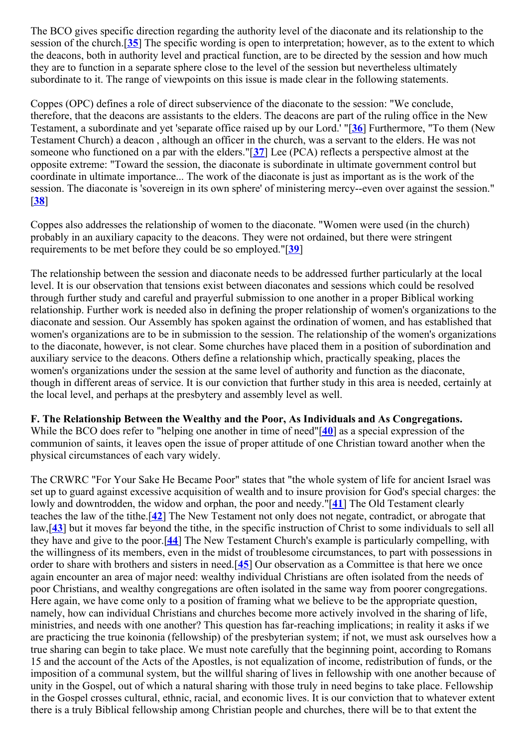The BCO gives specific direction regarding the authority level of the diaconate and its relationship to the session of the church.[35] The specific wording is open to interpretation; however, as to the extent to which the deacons, both in authority level and practical function, are to be directed by the session and how much they are to function in a separate sphere close to the level of the session but nevertheless ultimately subordinate to it. The range of viewpoints on this issue is made clear in the following statements.

Coppes (OPC) defines a role of direct subservience of the diaconate to the session: "We conclude, therefore, that the deacons are assistants to the elders. The deacons are part of the ruling office in the New Testament, a subordinate and yet 'separate office raised up by our Lord.' "[36] Furthermore, "To them (New Testament Church) a deacon , although an officer in the church, was a servant to the elders. He was not someone who functioned on a par with the elders."[37] Lee (PCA) reflects a perspective almost at the opposite extreme: "Toward the session, the diaconate is subordinate in ultimate government control but coordinate in ultimate importance... The work of the diaconate is just as important as is the work of the session. The diaconate is 'sovereign in its own sphere' of ministering mercy--even over against the session." [38]

Coppes also addresses the relationship of women to the diaconate. "Women were used (in the church) probably in an auxiliary capacity to the deacons. They were not ordained, but there were stringent requirements to be met before they could be so employed."[39]

The relationship between the session and diaconate needs to be addressed further particularly at the local level. It is our observation that tensions exist between diaconates and sessions which could be resolved through further study and careful and prayerful submission to one another in a proper Biblical working relationship. Further work is needed also in defining the proper relationship of women's organizations to the diaconate and session. Our Assembly has spoken against the ordination of women, and has established that women's organizations are to be in submission to the session. The relationship of the women's organizations to the diaconate, however, is not clear. Some churches have placed them in a position of subordination and auxiliary service to the deacons. Others define a relationship which, practically speaking, places the women's organizations under the session at the same level of authority and function as the diaconate, though in different areas of service. It is our conviction that further study in this area is needed, certainly at the local level, and perhaps at the presbytery and assembly level as well.

**F. The Relationship Between the Wealthy and the Poor, As Individuals and As Congregations.**
While the BCO does refer to "helping one another in time of need"[40] as a special expression of the communion of saints, it leaves open the issue of proper attitude of one Christian toward another when the physical circumstances of each vary widely.

The CRWRC "For Your Sake He Became Poor" states that "the whole system of life for ancient Israel was set up to guard against excessive acquisition of wealth and to insure provision for God's special charges: the lowly and downtrodden, the widow and orphan, the poor and needy."[41] The Old Testament clearly teaches the law of the tithe.[42] The New Testament not only does not negate, contradict, or abrogate that law,[43] but it moves far beyond the tithe, in the specific instruction of Christ to some individuals to sell all they have and give to the poor.[44] The New Testament Church's example is particularly compelling, with the willingness of its members, even in the midst of troublesome circumstances, to part with possessions in order to share with brothers and sisters in need.[45] Our observation as a Committee is that here we once again encounter an area of major need: wealthy individual Christians are often isolated from the needs of poor Christians, and wealthy congregations are often isolated in the same way from poorer congregations. Here again, we have come only to a position of framing what we believe to be the appropriate question, namely, how can individual Christians and churches become more actively involved in the sharing of life, ministries, and needs with one another? This question has far-reaching implications; in reality it asks if we are practicing the true koinonia (fellowship) of the presbyterian system; if not, we must ask ourselves how a true sharing can begin to take place. We must note carefully that the beginning point, according to Romans 15 and the account of the Acts of the Apostles, is not equalization of income, redistribution of funds, or the imposition of a communal system, but the willful sharing of lives in fellowship with one another because of unity in the Gospel, out of which a natural sharing with those truly in need begins to take place. Fellowship in the Gospel crosses cultural, ethnic, racial, and economic lives. It is our conviction that to whatever extent there is a truly Biblical fellowship among Christian people and churches, there will be to that extent the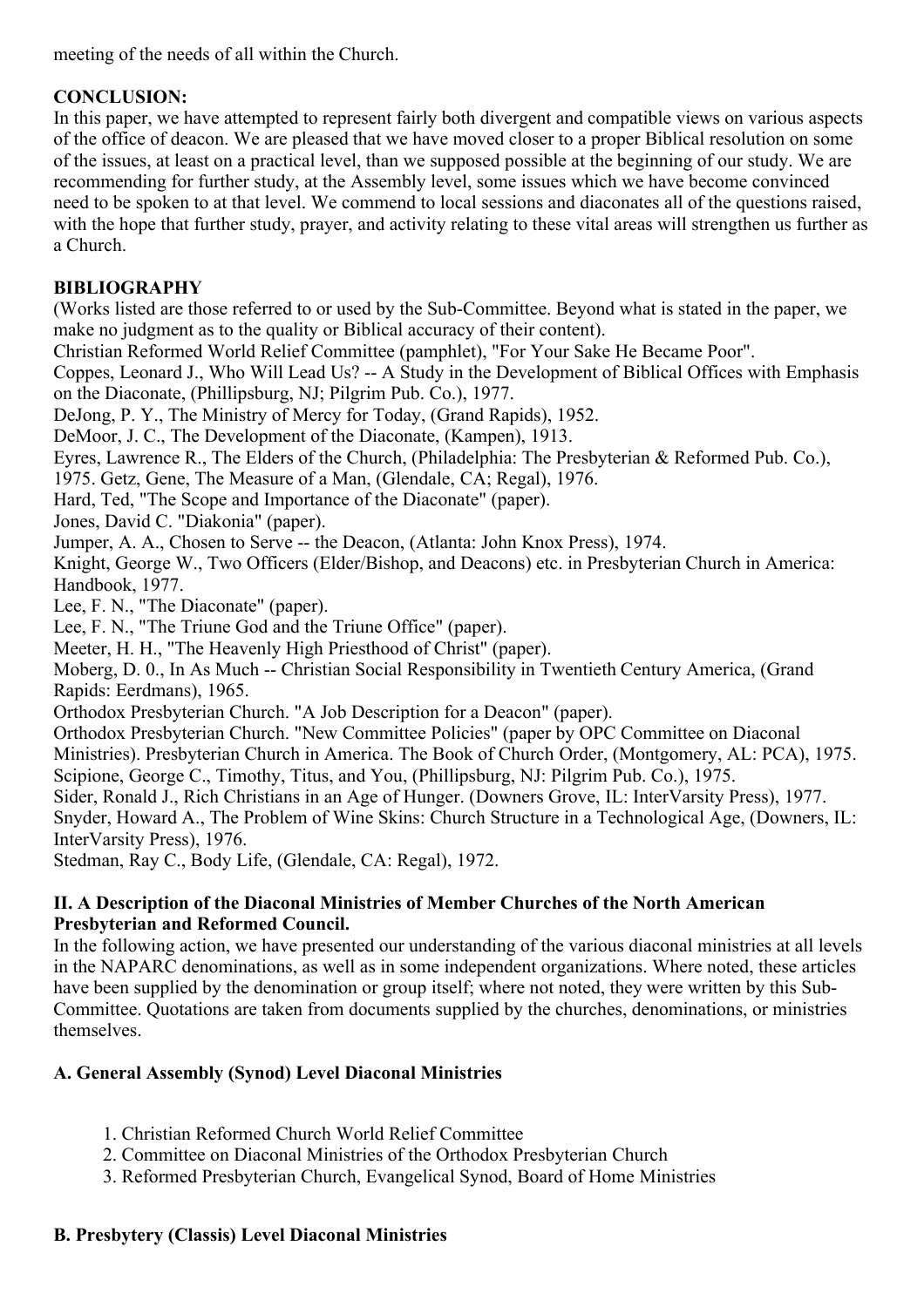meeting of the needs of all within the Church.

**CONCLUSION:**
In this paper, we have attempted to represent fairly both divergent and compatible views on various aspects of the office of deacon. We are pleased that we have moved closer to a proper Biblical resolution on some of the issues, at least on a practical level, than we supposed possible at the beginning of our study. We are recommending for further study, at the Assembly level, some issues which we have become convinced need to be spoken to at that level. We commend to local sessions and diaconates all of the questions raised, with the hope that further study, prayer, and activity relating to these vital areas will strengthen us further as a Church.

**BIBLIOGRAPHY**
(Works listed are those referred to or used by the Sub-Committee. Beyond what is stated in the paper, we make no judgment as to the quality or Biblical accuracy of their content).
Christian Reformed World Relief Committee (pamphlet), "For Your Sake He Became Poor".
Coppes, Leonard J., Who Will Lead Us? -- A Study in the Development of Biblical Offices with Emphasis on the Diaconate, (Phillipsburg, NJ; Pilgrim Pub. Co.), 1977.
DeJong, P. Y., The Ministry of Mercy for Today, (Grand Rapids), 1952.
DeMoor, J. C., The Development of the Diaconate, (Kampen), 1913.
Eyres, Lawrence R., The Elders of the Church, (Philadelphia: The Presbyterian & Reformed Pub. Co.), 1975. Getz, Gene, The Measure of a Man, (Glendale, CA; Regal), 1976.
Hard, Ted, "The Scope and Importance of the Diaconate" (paper).
Jones, David C. "Diakonia" (paper).
Jumper, A. A., Chosen to Serve -- the Deacon, (Atlanta: John Knox Press), 1974.
Knight, George W., Two Officers (Elder/Bishop, and Deacons) etc. in Presbyterian Church in America: Handbook, 1977.
Lee, F. N., "The Diaconate" (paper).
Lee, F. N., "The Triune God and the Triune Office" (paper).
Meeter, H. H., "The Heavenly High Priesthood of Christ" (paper).
Moberg, D. 0., In As Much -- Christian Social Responsibility in Twentieth Century America, (Grand Rapids: Eerdmans), 1965.
Orthodox Presbyterian Church. "A Job Description for a Deacon" (paper).
Orthodox Presbyterian Church. "New Committee Policies" (paper by OPC Committee on Diaconal Ministries). Presbyterian Church in America. The Book of Church Order, (Montgomery, AL: PCA), 1975.
Scipione, George C., Timothy, Titus, and You, (Phillipsburg, NJ: Pilgrim Pub. Co.), 1975.
Sider, Ronald J., Rich Christians in an Age of Hunger. (Downers Grove, IL: InterVarsity Press), 1977.
Snyder, Howard A., The Problem of Wine Skins: Church Structure in a Technological Age, (Downers, IL: InterVarsity Press), 1976.
Stedman, Ray C., Body Life, (Glendale, CA: Regal), 1972.

### II. A Description of the Diaconal Ministries of Member Churches of the North American Presbyterian and Reformed Council.

In the following action, we have presented our understanding of the various diaconal ministries at all levels in the NAPARC denominations, as well as in some independent organizations. Where noted, these articles have been supplied by the denomination or group itself; where not noted, they were written by this Sub-Committee. Quotations are taken from documents supplied by the churches, denominations, or ministries themselves.

#### A. General Assembly (Synod) Level Diaconal Ministries

1. Christian Reformed Church World Relief Committee
2. Committee on Diaconal Ministries of the Orthodox Presbyterian Church
3. Reformed Presbyterian Church, Evangelical Synod, Board of Home Ministries

#### B. Presbytery (Classis) Level Diaconal Ministries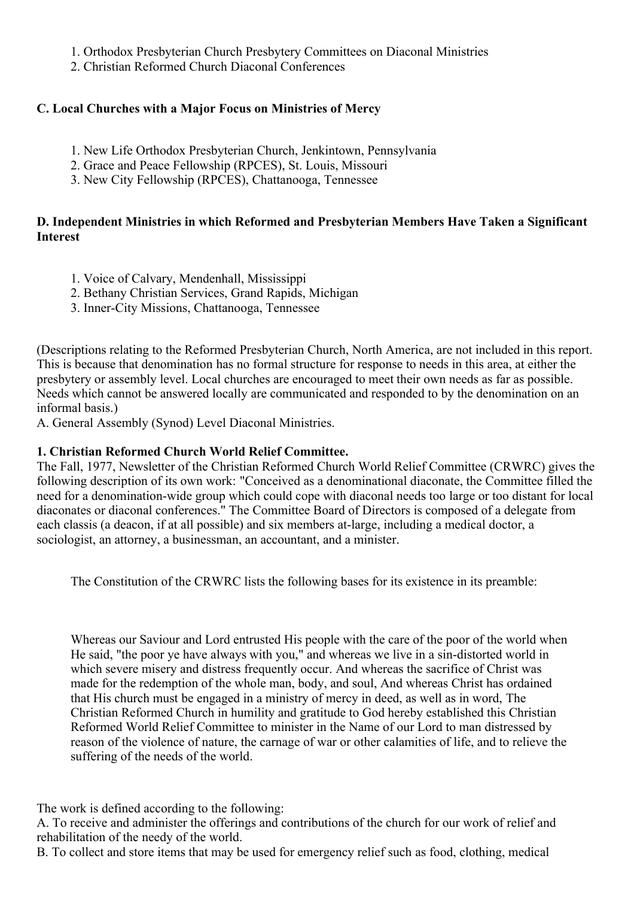1. Orthodox Presbyterian Church Presbytery Committees on Diaconal Ministries
2. Christian Reformed Church Diaconal Conferences

### C. Local Churches with a Major Focus on Ministries of Mercy

1. New Life Orthodox Presbyterian Church, Jenkintown, Pennsylvania
2. Grace and Peace Fellowship (RPCES), St. Louis, Missouri
3. New City Fellowship (RPCES), Chattanooga, Tennessee

### D. Independent Ministries in which Reformed and Presbyterian Members Have Taken a Significant Interest

1. Voice of Calvary, Mendenhall, Mississippi
2. Bethany Christian Services, Grand Rapids, Michigan
3. Inner-City Missions, Chattanooga, Tennessee

(Descriptions relating to the Reformed Presbyterian Church, North America, are not included in this report. This is because that denomination has no formal structure for response to needs in this area, at either the presbytery or assembly level. Local churches are encouraged to meet their own needs as far as possible. Needs which cannot be answered locally are communicated and responded to by the denomination on an informal basis.)

A. General Assembly (Synod) Level Diaconal Ministries.

**1. Christian Reformed Church World Relief Committee.**

The Fall, 1977, Newsletter of the Christian Reformed Church World Relief Committee (CRWRC) gives the following description of its own work: "Conceived as a denominational diaconate, the Committee filled the need for a denomination-wide group which could cope with diaconal needs too large or too distant for local diaconates or diaconal conferences." The Committee Board of Directors is composed of a delegate from each classis (a deacon, if at all possible) and six members at-large, including a medical doctor, a sociologist, an attorney, a businessman, an accountant, and a minister.

The Constitution of the CRWRC lists the following bases for its existence in its preamble:

> Whereas our Saviour and Lord entrusted His people with the care of the poor of the world when He said, "the poor ye have always with you," and whereas we live in a sin-distorted world in which severe misery and distress frequently occur. And whereas the sacrifice of Christ was made for the redemption of the whole man, body, and soul, And whereas Christ has ordained that His church must be engaged in a ministry of mercy in deed, as well as in word, The Christian Reformed Church in humility and gratitude to God hereby established this Christian Reformed World Relief Committee to minister in the Name of our Lord to man distressed by reason of the violence of nature, the carnage of war or other calamities of life, and to relieve the suffering of the needs of the world.

The work is defined according to the following:

A. To receive and administer the offerings and contributions of the church for our work of relief and rehabilitation of the needy of the world.

B. To collect and store items that may be used for emergency relief such as food, clothing, medical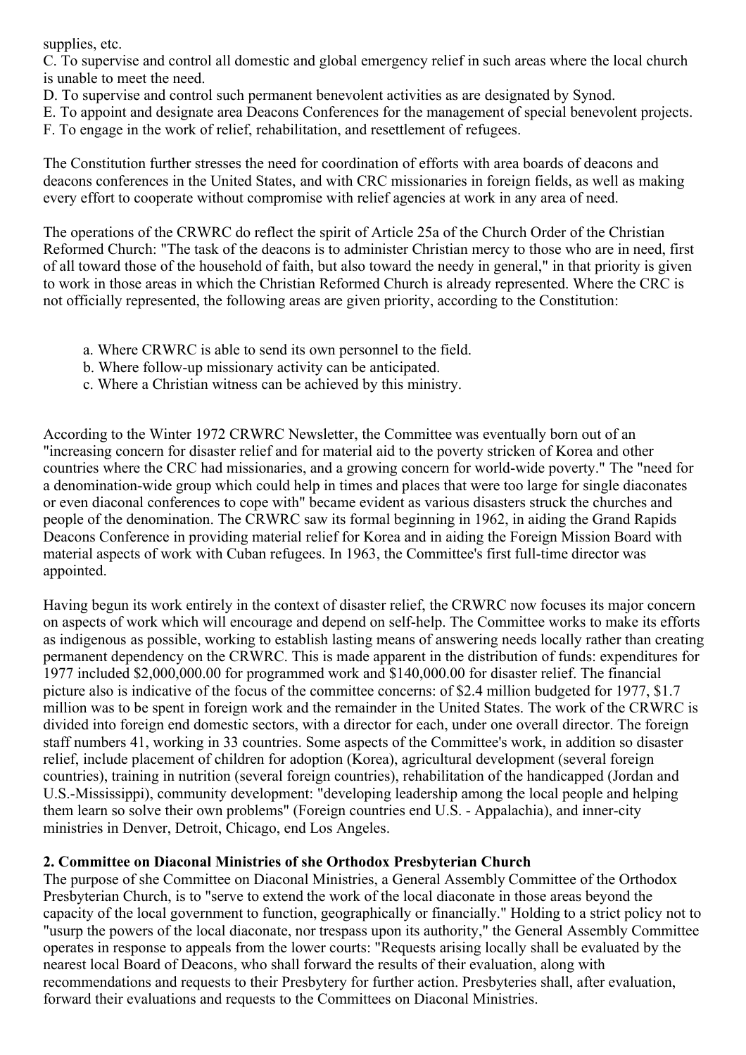supplies, etc.

C. To supervise and control all domestic and global emergency relief in such areas where the local church is unable to meet the need.

D. To supervise and control such permanent benevolent activities as are designated by Synod.

E. To appoint and designate area Deacons Conferences for the management of special benevolent projects.

F. To engage in the work of relief, rehabilitation, and resettlement of refugees.

The Constitution further stresses the need for coordination of efforts with area boards of deacons and deacons conferences in the United States, and with CRC missionaries in foreign fields, as well as making every effort to cooperate without compromise with relief agencies at work in any area of need.

The operations of the CRWRC do reflect the spirit of Article 25a of the Church Order of the Christian Reformed Church: "The task of the deacons is to administer Christian mercy to those who are in need, first of all toward those of the household of faith, but also toward the needy in general," in that priority is given to work in those areas in which the Christian Reformed Church is already represented. Where the CRC is not officially represented, the following areas are given priority, according to the Constitution:

a. Where CRWRC is able to send its own personnel to the field.
b. Where follow-up missionary activity can be anticipated.
c. Where a Christian witness can be achieved by this ministry.

According to the Winter 1972 CRWRC Newsletter, the Committee was eventually born out of an "increasing concern for disaster relief and for material aid to the poverty stricken of Korea and other countries where the CRC had missionaries, and a growing concern for world-wide poverty." The "need for a denomination-wide group which could help in times and places that were too large for single diaconates or even diaconal conferences to cope with" became evident as various disasters struck the churches and people of the denomination. The CRWRC saw its formal beginning in 1962, in aiding the Grand Rapids Deacons Conference in providing material relief for Korea and in aiding the Foreign Mission Board with material aspects of work with Cuban refugees. In 1963, the Committee's first full-time director was appointed.

Having begun its work entirely in the context of disaster relief, the CRWRC now focuses its major concern on aspects of work which will encourage and depend on self-help. The Committee works to make its efforts as indigenous as possible, working to establish lasting means of answering needs locally rather than creating permanent dependency on the CRWRC. This is made apparent in the distribution of funds: expenditures for 1977 included $2,000,000.00 for programmed work and $140,000.00 for disaster relief. The financial picture also is indicative of the focus of the committee concerns: of $2.4 million budgeted for 1977, $1.7 million was to be spent in foreign work and the remainder in the United States. The work of the CRWRC is divided into foreign end domestic sectors, with a director for each, under one overall director. The foreign staff numbers 41, working in 33 countries. Some aspects of the Committee's work, in addition so disaster relief, include placement of children for adoption (Korea), agricultural development (several foreign countries), training in nutrition (several foreign countries), rehabilitation of the handicapped (Jordan and U.S.-Mississippi), community development: "developing leadership among the local people and helping them learn so solve their own problems" (Foreign countries end U.S. - Appalachia), and inner-city ministries in Denver, Detroit, Chicago, end Los Angeles.

**2. Committee on Diaconal Ministries of she Orthodox Presbyterian Church**

The purpose of she Committee on Diaconal Ministries, a General Assembly Committee of the Orthodox Presbyterian Church, is to "serve to extend the work of the local diaconate in those areas beyond the capacity of the local government to function, geographically or financially." Holding to a strict policy not to "usurp the powers of the local diaconate, nor trespass upon its authority," the General Assembly Committee operates in response to appeals from the lower courts: "Requests arising locally shall be evaluated by the nearest local Board of Deacons, who shall forward the results of their evaluation, along with recommendations and requests to their Presbytery for further action. Presbyteries shall, after evaluation, forward their evaluations and requests to the Committees on Diaconal Ministries.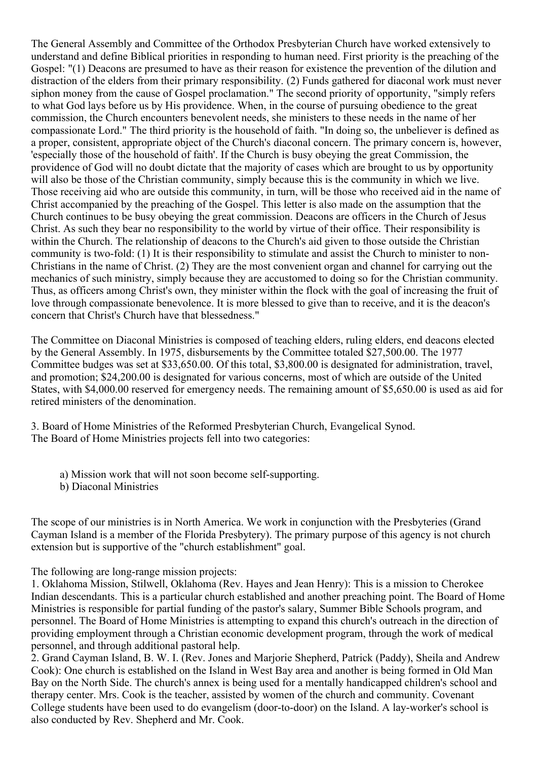The General Assembly and Committee of the Orthodox Presbyterian Church have worked extensively to understand and define Biblical priorities in responding to human need. First priority is the preaching of the Gospel: "(1) Deacons are presumed to have as their reason for existence the prevention of the dilution and distraction of the elders from their primary responsibility. (2) Funds gathered for diaconal work must never siphon money from the cause of Gospel proclamation." The second priority of opportunity, "simply refers to what God lays before us by His providence. When, in the course of pursuing obedience to the great commission, the Church encounters benevolent needs, she ministers to these needs in the name of her compassionate Lord." The third priority is the household of faith. "In doing so, the unbeliever is defined as a proper, consistent, appropriate object of the Church's diaconal concern. The primary concern is, however, 'especially those of the household of faith'. If the Church is busy obeying the great Commission, the providence of God will no doubt dictate that the majority of cases which are brought to us by opportunity will also be those of the Christian community, simply because this is the community in which we live. Those receiving aid who are outside this community, in turn, will be those who received aid in the name of Christ accompanied by the preaching of the Gospel. This letter is also made on the assumption that the Church continues to be busy obeying the great commission. Deacons are officers in the Church of Jesus Christ. As such they bear no responsibility to the world by virtue of their office. Their responsibility is within the Church. The relationship of deacons to the Church's aid given to those outside the Christian community is two-fold: (1) It is their responsibility to stimulate and assist the Church to minister to non-Christians in the name of Christ. (2) They are the most convenient organ and channel for carrying out the mechanics of such ministry, simply because they are accustomed to doing so for the Christian community. Thus, as officers among Christ's own, they minister within the flock with the goal of increasing the fruit of love through compassionate benevolence. It is more blessed to give than to receive, and it is the deacon's concern that Christ's Church have that blessedness."

The Committee on Diaconal Ministries is composed of teaching elders, ruling elders, end deacons elected by the General Assembly. In 1975, disbursements by the Committee totaled $27,500.00. The 1977 Committee budges was set at $33,650.00. Of this total, $3,800.00 is designated for administration, travel, and promotion; $24,200.00 is designated for various concerns, most of which are outside of the United States, with $4,000.00 reserved for emergency needs. The remaining amount of $5,650.00 is used as aid for retired ministers of the denomination.

3. Board of Home Ministries of the Reformed Presbyterian Church, Evangelical Synod.
The Board of Home Ministries projects fell into two categories:

a) Mission work that will not soon become self-supporting.
b) Diaconal Ministries

The scope of our ministries is in North America. We work in conjunction with the Presbyteries (Grand Cayman Island is a member of the Florida Presbytery). The primary purpose of this agency is not church extension but is supportive of the "church establishment" goal.

The following are long-range mission projects:
1. Oklahoma Mission, Stilwell, Oklahoma (Rev. Hayes and Jean Henry): This is a mission to Cherokee Indian descendants. This is a particular church established and another preaching point. The Board of Home Ministries is responsible for partial funding of the pastor's salary, Summer Bible Schools program, and personnel. The Board of Home Ministries is attempting to expand this church's outreach in the direction of providing employment through a Christian economic development program, through the work of medical personnel, and through additional pastoral help.
2. Grand Cayman Island, B. W. I. (Rev. Jones and Marjorie Shepherd, Patrick (Paddy), Sheila and Andrew Cook): One church is established on the Island in West Bay area and another is being formed in Old Man Bay on the North Side. The church's annex is being used for a mentally handicapped children's school and therapy center. Mrs. Cook is the teacher, assisted by women of the church and community. Covenant College students have been used to do evangelism (door-to-door) on the Island. A lay-worker's school is also conducted by Rev. Shepherd and Mr. Cook.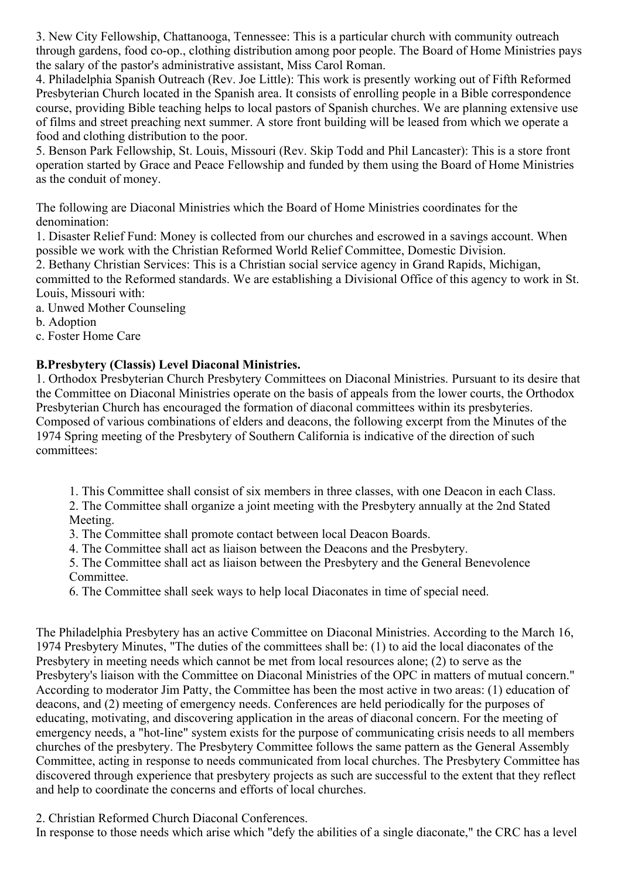3. New City Fellowship, Chattanooga, Tennessee: This is a particular church with community outreach through gardens, food co-op., clothing distribution among poor people. The Board of Home Ministries pays the salary of the pastor's administrative assistant, Miss Carol Roman.
4. Philadelphia Spanish Outreach (Rev. Joe Little): This work is presently working out of Fifth Reformed Presbyterian Church located in the Spanish area. It consists of enrolling people in a Bible correspondence course, providing Bible teaching helps to local pastors of Spanish churches. We are planning extensive use of films and street preaching next summer. A store front building will be leased from which we operate a food and clothing distribution to the poor.
5. Benson Park Fellowship, St. Louis, Missouri (Rev. Skip Todd and Phil Lancaster): This is a store front operation started by Grace and Peace Fellowship and funded by them using the Board of Home Ministries as the conduit of money.

The following are Diaconal Ministries which the Board of Home Ministries coordinates for the denomination:
1. Disaster Relief Fund: Money is collected from our churches and escrowed in a savings account. When possible we work with the Christian Reformed World Relief Committee, Domestic Division.
2. Bethany Christian Services: This is a Christian social service agency in Grand Rapids, Michigan, committed to the Reformed standards. We are establishing a Divisional Office of this agency to work in St. Louis, Missouri with:
a. Unwed Mother Counseling
b. Adoption
c. Foster Home Care

**B.Presbytery (Classis) Level Diaconal Ministries.**

1. Orthodox Presbyterian Church Presbytery Committees on Diaconal Ministries. Pursuant to its desire that the Committee on Diaconal Ministries operate on the basis of appeals from the lower courts, the Orthodox Presbyterian Church has encouraged the formation of diaconal committees within its presbyteries. Composed of various combinations of elders and deacons, the following excerpt from the Minutes of the 1974 Spring meeting of the Presbytery of Southern California is indicative of the direction of such committees:

> 1. This Committee shall consist of six members in three classes, with one Deacon in each Class.
> 2. The Committee shall organize a joint meeting with the Presbytery annually at the 2nd Stated Meeting.
> 3. The Committee shall promote contact between local Deacon Boards.
> 4. The Committee shall act as liaison between the Deacons and the Presbytery.
> 5. The Committee shall act as liaison between the Presbytery and the General Benevolence Committee.
> 6. The Committee shall seek ways to help local Diaconates in time of special need.

The Philadelphia Presbytery has an active Committee on Diaconal Ministries. According to the March 16, 1974 Presbytery Minutes, "The duties of the committees shall be: (1) to aid the local diaconates of the Presbytery in meeting needs which cannot be met from local resources alone; (2) to serve as the Presbytery's liaison with the Committee on Diaconal Ministries of the OPC in matters of mutual concern." According to moderator Jim Patty, the Committee has been the most active in two areas: (1) education of deacons, and (2) meeting of emergency needs. Conferences are held periodically for the purposes of educating, motivating, and discovering application in the areas of diaconal concern. For the meeting of emergency needs, a "hot-line" system exists for the purpose of communicating crisis needs to all members churches of the presbytery. The Presbytery Committee follows the same pattern as the General Assembly Committee, acting in response to needs communicated from local churches. The Presbytery Committee has discovered through experience that presbytery projects as such are successful to the extent that they reflect and help to coordinate the concerns and efforts of local churches.

2. Christian Reformed Church Diaconal Conferences.
In response to those needs which arise which "defy the abilities of a single diaconate," the CRC has a level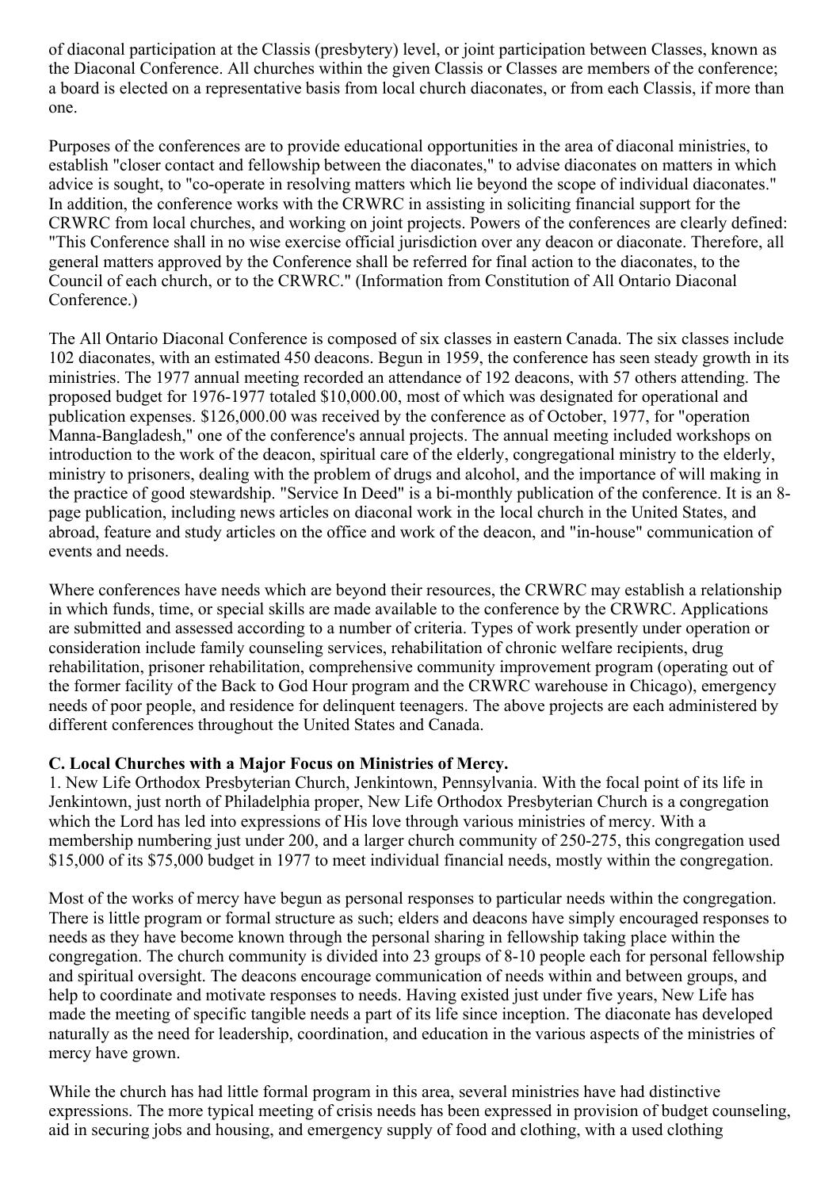of diaconal participation at the Classis (presbytery) level, or joint participation between Classes, known as the Diaconal Conference. All churches within the given Classis or Classes are members of the conference; a board is elected on a representative basis from local church diaconates, or from each Classis, if more than one.

Purposes of the conferences are to provide educational opportunities in the area of diaconal ministries, to establish "closer contact and fellowship between the diaconates," to advise diaconates on matters in which advice is sought, to "co-operate in resolving matters which lie beyond the scope of individual diaconates." In addition, the conference works with the CRWRC in assisting in soliciting financial support for the CRWRC from local churches, and working on joint projects. Powers of the conferences are clearly defined: "This Conference shall in no wise exercise official jurisdiction over any deacon or diaconate. Therefore, all general matters approved by the Conference shall be referred for final action to the diaconates, to the Council of each church, or to the CRWRC." (Information from Constitution of All Ontario Diaconal Conference.)

The All Ontario Diaconal Conference is composed of six classes in eastern Canada. The six classes include 102 diaconates, with an estimated 450 deacons. Begun in 1959, the conference has seen steady growth in its ministries. The 1977 annual meeting recorded an attendance of 192 deacons, with 57 others attending. The proposed budget for 1976-1977 totaled $10,000.00, most of which was designated for operational and publication expenses. $126,000.00 was received by the conference as of October, 1977, for "operation Manna-Bangladesh," one of the conference's annual projects. The annual meeting included workshops on introduction to the work of the deacon, spiritual care of the elderly, congregational ministry to the elderly, ministry to prisoners, dealing with the problem of drugs and alcohol, and the importance of will making in the practice of good stewardship. "Service In Deed" is a bi-monthly publication of the conference. It is an 8-page publication, including news articles on diaconal work in the local church in the United States, and abroad, feature and study articles on the office and work of the deacon, and "in-house" communication of events and needs.

Where conferences have needs which are beyond their resources, the CRWRC may establish a relationship in which funds, time, or special skills are made available to the conference by the CRWRC. Applications are submitted and assessed according to a number of criteria. Types of work presently under operation or consideration include family counseling services, rehabilitation of chronic welfare recipients, drug rehabilitation, prisoner rehabilitation, comprehensive community improvement program (operating out of the former facility of the Back to God Hour program and the CRWRC warehouse in Chicago), emergency needs of poor people, and residence for delinquent teenagers. The above projects are each administered by different conferences throughout the United States and Canada.

**C. Local Churches with a Major Focus on Ministries of Mercy.**

1. New Life Orthodox Presbyterian Church, Jenkintown, Pennsylvania. With the focal point of its life in Jenkintown, just north of Philadelphia proper, New Life Orthodox Presbyterian Church is a congregation which the Lord has led into expressions of His love through various ministries of mercy. With a membership numbering just under 200, and a larger church community of 250-275, this congregation used $15,000 of its $75,000 budget in 1977 to meet individual financial needs, mostly within the congregation.

Most of the works of mercy have begun as personal responses to particular needs within the congregation. There is little program or formal structure as such; elders and deacons have simply encouraged responses to needs as they have become known through the personal sharing in fellowship taking place within the congregation. The church community is divided into 23 groups of 8-10 people each for personal fellowship and spiritual oversight. The deacons encourage communication of needs within and between groups, and help to coordinate and motivate responses to needs. Having existed just under five years, New Life has made the meeting of specific tangible needs a part of its life since inception. The diaconate has developed naturally as the need for leadership, coordination, and education in the various aspects of the ministries of mercy have grown.

While the church has had little formal program in this area, several ministries have had distinctive expressions. The more typical meeting of crisis needs has been expressed in provision of budget counseling, aid in securing jobs and housing, and emergency supply of food and clothing, with a used clothing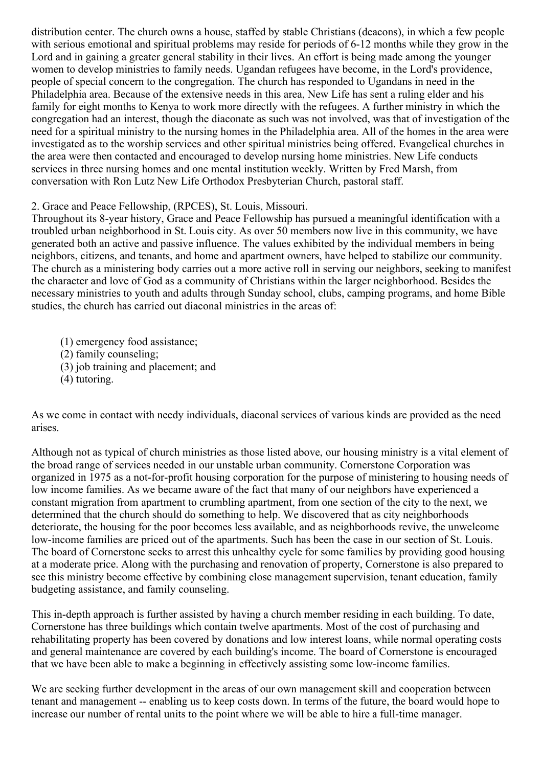distribution center. The church owns a house, staffed by stable Christians (deacons), in which a few people with serious emotional and spiritual problems may reside for periods of 6-12 months while they grow in the Lord and in gaining a greater general stability in their lives. An effort is being made among the younger women to develop ministries to family needs. Ugandan refugees have become, in the Lord's providence, people of special concern to the congregation. The church has responded to Ugandans in need in the Philadelphia area. Because of the extensive needs in this area, New Life has sent a ruling elder and his family for eight months to Kenya to work more directly with the refugees. A further ministry in which the congregation had an interest, though the diaconate as such was not involved, was that of investigation of the need for a spiritual ministry to the nursing homes in the Philadelphia area. All of the homes in the area were investigated as to the worship services and other spiritual ministries being offered. Evangelical churches in the area were then contacted and encouraged to develop nursing home ministries. New Life conducts services in three nursing homes and one mental institution weekly. Written by Fred Marsh, from conversation with Ron Lutz New Life Orthodox Presbyterian Church, pastoral staff.

2. Grace and Peace Fellowship, (RPCES), St. Louis, Missouri.
Throughout its 8-year history, Grace and Peace Fellowship has pursued a meaningful identification with a troubled urban neighborhood in St. Louis city. As over 50 members now live in this community, we have generated both an active and passive influence. The values exhibited by the individual members in being neighbors, citizens, and tenants, and home and apartment owners, have helped to stabilize our community. The church as a ministering body carries out a more active roll in serving our neighbors, seeking to manifest the character and love of God as a community of Christians within the larger neighborhood. Besides the necessary ministries to youth and adults through Sunday school, clubs, camping programs, and home Bible studies, the church has carried out diaconal ministries in the areas of:

(1) emergency food assistance;
(2) family counseling;
(3) job training and placement; and
(4) tutoring.

As we come in contact with needy individuals, diaconal services of various kinds are provided as the need arises.

Although not as typical of church ministries as those listed above, our housing ministry is a vital element of the broad range of services needed in our unstable urban community. Cornerstone Corporation was organized in 1975 as a not-for-profit housing corporation for the purpose of ministering to housing needs of low income families. As we became aware of the fact that many of our neighbors have experienced a constant migration from apartment to crumbling apartment, from one section of the city to the next, we determined that the church should do something to help. We discovered that as city neighborhoods deteriorate, the housing for the poor becomes less available, and as neighborhoods revive, the unwelcome low-income families are priced out of the apartments. Such has been the case in our section of St. Louis. The board of Cornerstone seeks to arrest this unhealthy cycle for some families by providing good housing at a moderate price. Along with the purchasing and renovation of property, Cornerstone is also prepared to see this ministry become effective by combining close management supervision, tenant education, family budgeting assistance, and family counseling.

This in-depth approach is further assisted by having a church member residing in each building. To date, Cornerstone has three buildings which contain twelve apartments. Most of the cost of purchasing and rehabilitating property has been covered by donations and low interest loans, while normal operating costs and general maintenance are covered by each building's income. The board of Cornerstone is encouraged that we have been able to make a beginning in effectively assisting some low-income families.

We are seeking further development in the areas of our own management skill and cooperation between tenant and management -- enabling us to keep costs down. In terms of the future, the board would hope to increase our number of rental units to the point where we will be able to hire a full-time manager.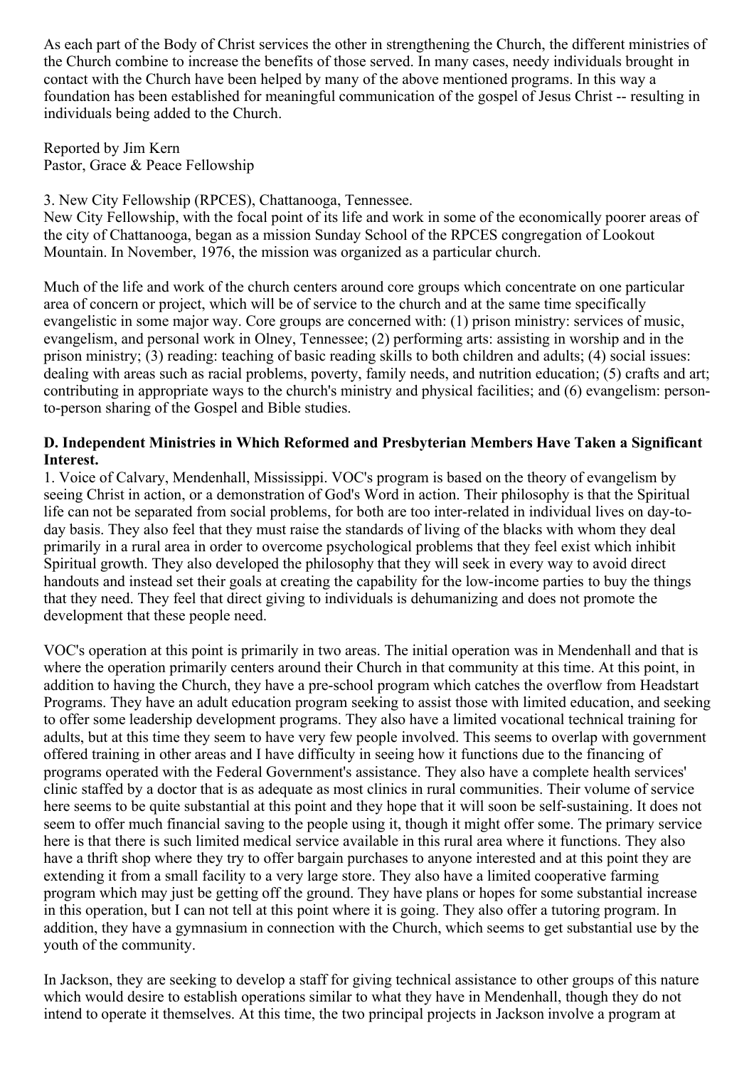As each part of the Body of Christ services the other in strengthening the Church, the different ministries of the Church combine to increase the benefits of those served. In many cases, needy individuals brought in contact with the Church have been helped by many of the above mentioned programs. In this way a foundation has been established for meaningful communication of the gospel of Jesus Christ -- resulting in individuals being added to the Church.

Reported by Jim Kern
Pastor, Grace & Peace Fellowship

3. New City Fellowship (RPCES), Chattanooga, Tennessee.
New City Fellowship, with the focal point of its life and work in some of the economically poorer areas of the city of Chattanooga, began as a mission Sunday School of the RPCES congregation of Lookout Mountain. In November, 1976, the mission was organized as a particular church.

Much of the life and work of the church centers around core groups which concentrate on one particular area of concern or project, which will be of service to the church and at the same time specifically evangelistic in some major way. Core groups are concerned with: (1) prison ministry: services of music, evangelism, and personal work in Olney, Tennessee; (2) performing arts: assisting in worship and in the prison ministry; (3) reading: teaching of basic reading skills to both children and adults; (4) social issues: dealing with areas such as racial problems, poverty, family needs, and nutrition education; (5) crafts and art; contributing in appropriate ways to the church's ministry and physical facilities; and (6) evangelism: person-to-person sharing of the Gospel and Bible studies.

**D. Independent Ministries in Which Reformed and Presbyterian Members Have Taken a Significant Interest.**

1. Voice of Calvary, Mendenhall, Mississippi. VOC's program is based on the theory of evangelism by seeing Christ in action, or a demonstration of God's Word in action. Their philosophy is that the Spiritual life can not be separated from social problems, for both are too inter-related in individual lives on day-to-day basis. They also feel that they must raise the standards of living of the blacks with whom they deal primarily in a rural area in order to overcome psychological problems that they feel exist which inhibit Spiritual growth. They also developed the philosophy that they will seek in every way to avoid direct handouts and instead set their goals at creating the capability for the low-income parties to buy the things that they need. They feel that direct giving to individuals is dehumanizing and does not promote the development that these people need.

VOC's operation at this point is primarily in two areas. The initial operation was in Mendenhall and that is where the operation primarily centers around their Church in that community at this time. At this point, in addition to having the Church, they have a pre-school program which catches the overflow from Headstart Programs. They have an adult education program seeking to assist those with limited education, and seeking to offer some leadership development programs. They also have a limited vocational technical training for adults, but at this time they seem to have very few people involved. This seems to overlap with government offered training in other areas and I have difficulty in seeing how it functions due to the financing of programs operated with the Federal Government's assistance. They also have a complete health services' clinic staffed by a doctor that is as adequate as most clinics in rural communities. Their volume of service here seems to be quite substantial at this point and they hope that it will soon be self-sustaining. It does not seem to offer much financial saving to the people using it, though it might offer some. The primary service here is that there is such limited medical service available in this rural area where it functions. They also have a thrift shop where they try to offer bargain purchases to anyone interested and at this point they are extending it from a small facility to a very large store. They also have a limited cooperative farming program which may just be getting off the ground. They have plans or hopes for some substantial increase in this operation, but I can not tell at this point where it is going. They also offer a tutoring program. In addition, they have a gymnasium in connection with the Church, which seems to get substantial use by the youth of the community.

In Jackson, they are seeking to develop a staff for giving technical assistance to other groups of this nature which would desire to establish operations similar to what they have in Mendenhall, though they do not intend to operate it themselves. At this time, the two principal projects in Jackson involve a program at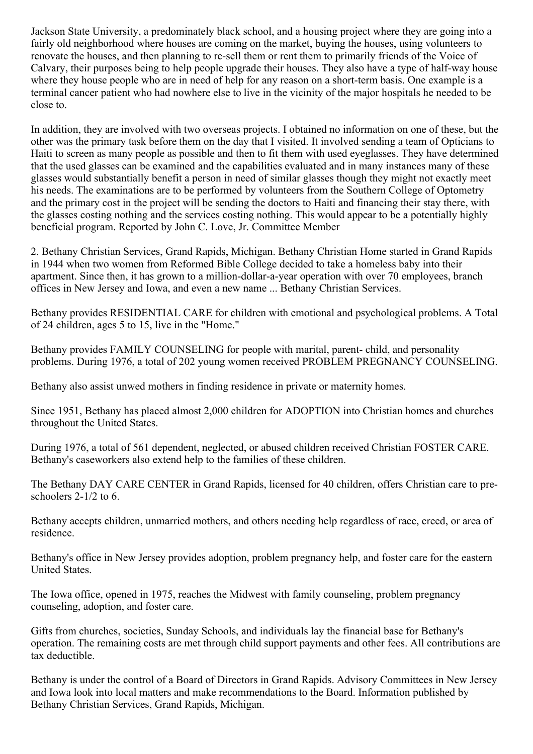Jackson State University, a predominately black school, and a housing project where they are going into a fairly old neighborhood where houses are coming on the market, buying the houses, using volunteers to renovate the houses, and then planning to re-sell them or rent them to primarily friends of the Voice of Calvary, their purposes being to help people upgrade their houses. They also have a type of half-way house where they house people who are in need of help for any reason on a short-term basis. One example is a terminal cancer patient who had nowhere else to live in the vicinity of the major hospitals he needed to be close to.

In addition, they are involved with two overseas projects. I obtained no information on one of these, but the other was the primary task before them on the day that I visited. It involved sending a team of Opticians to Haiti to screen as many people as possible and then to fit them with used eyeglasses. They have determined that the used glasses can be examined and the capabilities evaluated and in many instances many of these glasses would substantially benefit a person in need of similar glasses though they might not exactly meet his needs. The examinations are to be performed by volunteers from the Southern College of Optometry and the primary cost in the project will be sending the doctors to Haiti and financing their stay there, with the glasses costing nothing and the services costing nothing. This would appear to be a potentially highly beneficial program. Reported by John C. Love, Jr. Committee Member

2. Bethany Christian Services, Grand Rapids, Michigan. Bethany Christian Home started in Grand Rapids in 1944 when two women from Reformed Bible College decided to take a homeless baby into their apartment. Since then, it has grown to a million-dollar-a-year operation with over 70 employees, branch offices in New Jersey and Iowa, and even a new name ... Bethany Christian Services.

Bethany provides RESIDENTIAL CARE for children with emotional and psychological problems. A Total of 24 children, ages 5 to 15, live in the "Home."

Bethany provides FAMILY COUNSELING for people with marital, parent- child, and personality problems. During 1976, a total of 202 young women received PROBLEM PREGNANCY COUNSELING.

Bethany also assist unwed mothers in finding residence in private or maternity homes.

Since 1951, Bethany has placed almost 2,000 children for ADOPTION into Christian homes and churches throughout the United States.

During 1976, a total of 561 dependent, neglected, or abused children received Christian FOSTER CARE. Bethany's caseworkers also extend help to the families of these children.

The Bethany DAY CARE CENTER in Grand Rapids, licensed for 40 children, offers Christian care to pre-schoolers 2-1/2 to 6.

Bethany accepts children, unmarried mothers, and others needing help regardless of race, creed, or area of residence.

Bethany's office in New Jersey provides adoption, problem pregnancy help, and foster care for the eastern United States.

The Iowa office, opened in 1975, reaches the Midwest with family counseling, problem pregnancy counseling, adoption, and foster care.

Gifts from churches, societies, Sunday Schools, and individuals lay the financial base for Bethany's operation. The remaining costs are met through child support payments and other fees. All contributions are tax deductible.

Bethany is under the control of a Board of Directors in Grand Rapids. Advisory Committees in New Jersey and Iowa look into local matters and make recommendations to the Board. Information published by Bethany Christian Services, Grand Rapids, Michigan.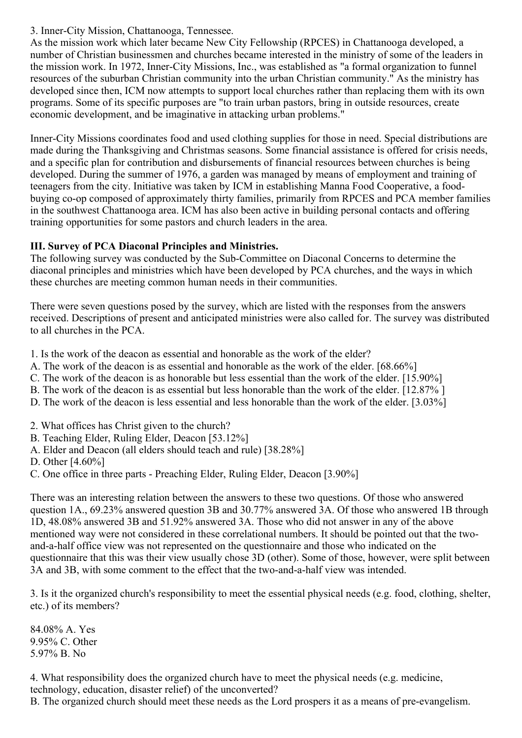3. Inner-City Mission, Chattanooga, Tennessee.

As the mission work which later became New City Fellowship (RPCES) in Chattanooga developed, a number of Christian businessmen and churches became interested in the ministry of some of the leaders in the mission work. In 1972, Inner-City Missions, Inc., was established as "a formal organization to funnel resources of the suburban Christian community into the urban Christian community." As the ministry has developed since then, ICM now attempts to support local churches rather than replacing them with its own programs. Some of its specific purposes are "to train urban pastors, bring in outside resources, create economic development, and be imaginative in attacking urban problems."

Inner-City Missions coordinates food and used clothing supplies for those in need. Special distributions are made during the Thanksgiving and Christmas seasons. Some financial assistance is offered for crisis needs, and a specific plan for contribution and disbursements of financial resources between churches is being developed. During the summer of 1976, a garden was managed by means of employment and training of teenagers from the city. Initiative was taken by ICM in establishing Manna Food Cooperative, a food-buying co-op composed of approximately thirty families, primarily from RPCES and PCA member families in the southwest Chattanooga area. ICM has also been active in building personal contacts and offering training opportunities for some pastors and church leaders in the area.

**III. Survey of PCA Diaconal Principles and Ministries.**

The following survey was conducted by the Sub-Committee on Diaconal Concerns to determine the diaconal principles and ministries which have been developed by PCA churches, and the ways in which these churches are meeting common human needs in their communities.

There were seven questions posed by the survey, which are listed with the responses from the answers received. Descriptions of present and anticipated ministries were also called for. The survey was distributed to all churches in the PCA.

1. Is the work of the deacon as essential and honorable as the work of the elder?
A. The work of the deacon is as essential and honorable as the work of the elder. [68.66%]
C. The work of the deacon is as honorable but less essential than the work of the elder. [15.90%]
B. The work of the deacon is as essential but less honorable than the work of the elder. [12.87% ]
D. The work of the deacon is less essential and less honorable than the work of the elder. [3.03%]

2. What offices has Christ given to the church?
B. Teaching Elder, Ruling Elder, Deacon [53.12%]
A. Elder and Deacon (all elders should teach and rule) [38.28%]
D. Other [4.60%]
C. One office in three parts - Preaching Elder, Ruling Elder, Deacon [3.90%]

There was an interesting relation between the answers to these two questions. Of those who answered question 1A., 69.23% answered question 3B and 30.77% answered 3A. Of those who answered 1B through 1D, 48.08% answered 3B and 51.92% answered 3A. Those who did not answer in any of the above mentioned way were not considered in these correlational numbers. It should be pointed out that the two-and-a-half office view was not represented on the questionnaire and those who indicated on the questionnaire that this was their view usually chose 3D (other). Some of those, however, were split between 3A and 3B, with some comment to the effect that the two-and-a-half view was intended.

3. Is it the organized church's responsibility to meet the essential physical needs (e.g. food, clothing, shelter, etc.) of its members?

84.08% A. Yes
9.95% C. Other
5.97% B. No

4. What responsibility does the organized church have to meet the physical needs (e.g. medicine, technology, education, disaster relief) of the unconverted?
B. The organized church should meet these needs as the Lord prospers it as a means of pre-evangelism.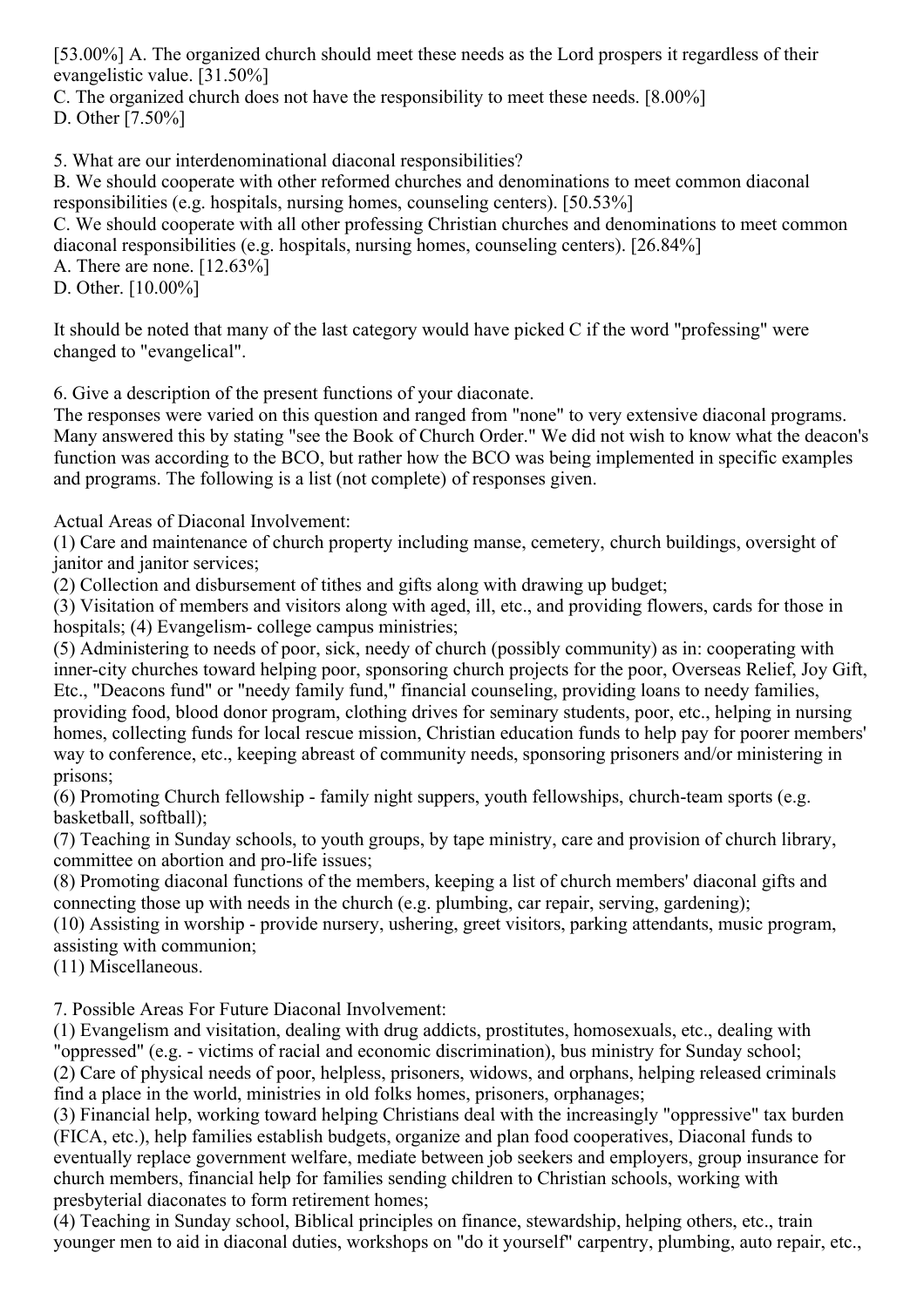[53.00%] A. The organized church should meet these needs as the Lord prospers it regardless of their evangelistic value. [31.50%]

C. The organized church does not have the responsibility to meet these needs. [8.00%]

D. Other [7.50%]

5. What are our interdenominational diaconal responsibilities?

B. We should cooperate with other reformed churches and denominations to meet common diaconal responsibilities (e.g. hospitals, nursing homes, counseling centers). [50.53%]

C. We should cooperate with all other professing Christian churches and denominations to meet common diaconal responsibilities (e.g. hospitals, nursing homes, counseling centers). [26.84%]

A. There are none. [12.63%]

D. Other. [10.00%]

It should be noted that many of the last category would have picked C if the word "professing" were changed to "evangelical".

6. Give a description of the present functions of your diaconate.

The responses were varied on this question and ranged from "none" to very extensive diaconal programs. Many answered this by stating "see the Book of Church Order." We did not wish to know what the deacon's function was according to the BCO, but rather how the BCO was being implemented in specific examples and programs. The following is a list (not complete) of responses given.

Actual Areas of Diaconal Involvement:

(1) Care and maintenance of church property including manse, cemetery, church buildings, oversight of janitor and janitor services;

(2) Collection and disbursement of tithes and gifts along with drawing up budget;

(3) Visitation of members and visitors along with aged, ill, etc., and providing flowers, cards for those in hospitals; (4) Evangelism- college campus ministries;

(5) Administering to needs of poor, sick, needy of church (possibly community) as in: cooperating with inner-city churches toward helping poor, sponsoring church projects for the poor, Overseas Relief, Joy Gift, Etc., "Deacons fund" or "needy family fund," financial counseling, providing loans to needy families, providing food, blood donor program, clothing drives for seminary students, poor, etc., helping in nursing homes, collecting funds for local rescue mission, Christian education funds to help pay for poorer members' way to conference, etc., keeping abreast of community needs, sponsoring prisoners and/or ministering in prisons;

(6) Promoting Church fellowship - family night suppers, youth fellowships, church-team sports (e.g. basketball, softball);

(7) Teaching in Sunday schools, to youth groups, by tape ministry, care and provision of church library, committee on abortion and pro-life issues;

(8) Promoting diaconal functions of the members, keeping a list of church members' diaconal gifts and connecting those up with needs in the church (e.g. plumbing, car repair, serving, gardening);

(10) Assisting in worship - provide nursery, ushering, greet visitors, parking attendants, music program, assisting with communion;

(11) Miscellaneous.

7. Possible Areas For Future Diaconal Involvement:

(1) Evangelism and visitation, dealing with drug addicts, prostitutes, homosexuals, etc., dealing with "oppressed" (e.g. - victims of racial and economic discrimination), bus ministry for Sunday school;

(2) Care of physical needs of poor, helpless, prisoners, widows, and orphans, helping released criminals find a place in the world, ministries in old folks homes, prisoners, orphanages;

(3) Financial help, working toward helping Christians deal with the increasingly "oppressive" tax burden (FICA, etc.), help families establish budgets, organize and plan food cooperatives, Diaconal funds to eventually replace government welfare, mediate between job seekers and employers, group insurance for church members, financial help for families sending children to Christian schools, working with presbyterial diaconates to form retirement homes;

(4) Teaching in Sunday school, Biblical principles on finance, stewardship, helping others, etc., train younger men to aid in diaconal duties, workshops on "do it yourself" carpentry, plumbing, auto repair, etc.,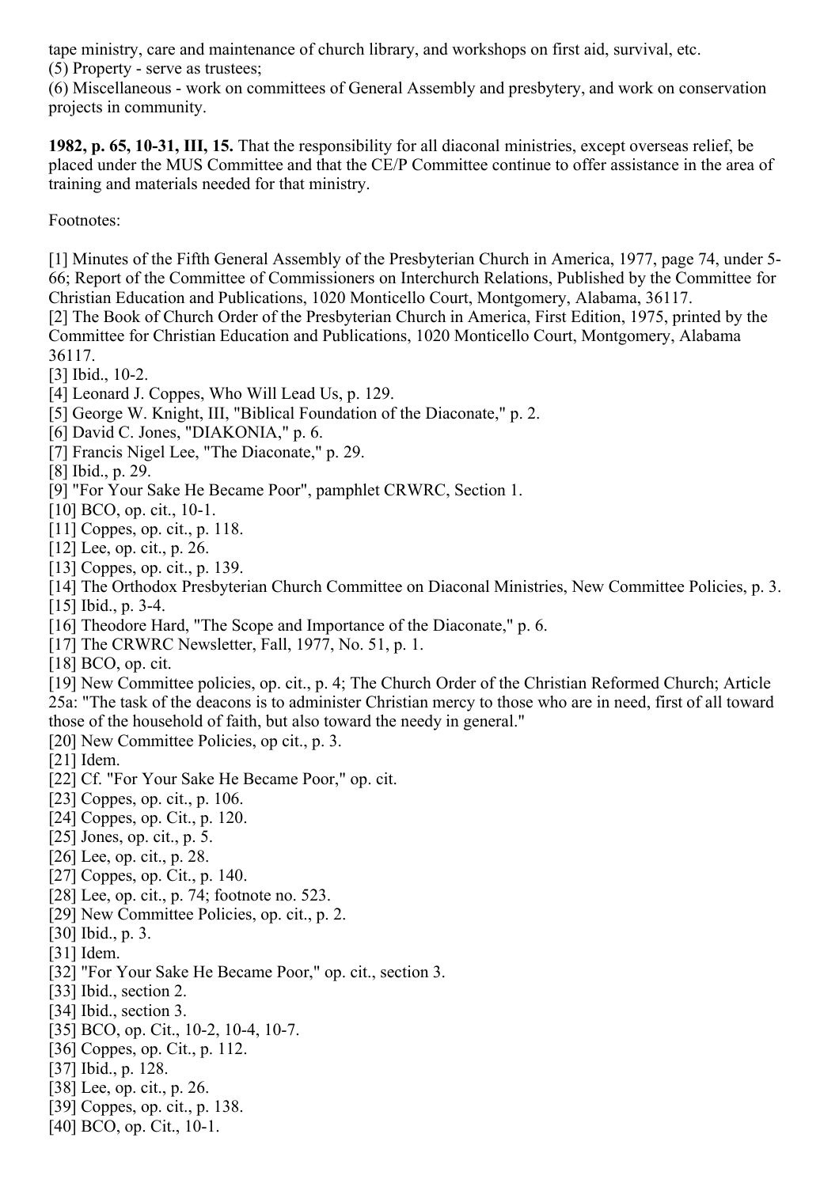tape ministry, care and maintenance of church library, and workshops on first aid, survival, etc.
(5) Property - serve as trustees;
(6) Miscellaneous - work on committees of General Assembly and presbytery, and work on conservation projects in community.

**1982, p. 65, 10-31, III, 15.** That the responsibility for all diaconal ministries, except overseas relief, be placed under the MUS Committee and that the CE/P Committee continue to offer assistance in the area of training and materials needed for that ministry.

Footnotes:

[1] Minutes of the Fifth General Assembly of the Presbyterian Church in America, 1977, page 74, under 5-66; Report of the Committee of Commissioners on Interchurch Relations, Published by the Committee for Christian Education and Publications, 1020 Monticello Court, Montgomery, Alabama, 36117.
[2] The Book of Church Order of the Presbyterian Church in America, First Edition, 1975, printed by the Committee for Christian Education and Publications, 1020 Monticello Court, Montgomery, Alabama 36117.
[3] Ibid., 10-2.
[4] Leonard J. Coppes, Who Will Lead Us, p. 129.
[5] George W. Knight, III, "Biblical Foundation of the Diaconate," p. 2.
[6] David C. Jones, "DIAKONIA," p. 6.
[7] Francis Nigel Lee, "The Diaconate," p. 29.
[8] Ibid., p. 29.
[9] "For Your Sake He Became Poor", pamphlet CRWRC, Section 1.
[10] BCO, op. cit., 10-1.
[11] Coppes, op. cit., p. 118.
[12] Lee, op. cit., p. 26.
[13] Coppes, op. cit., p. 139.
[14] The Orthodox Presbyterian Church Committee on Diaconal Ministries, New Committee Policies, p. 3.
[15] Ibid., p. 3-4.
[16] Theodore Hard, "The Scope and Importance of the Diaconate," p. 6.
[17] The CRWRC Newsletter, Fall, 1977, No. 51, p. 1.
[18] BCO, op. cit.
[19] New Committee policies, op. cit., p. 4; The Church Order of the Christian Reformed Church; Article 25a: "The task of the deacons is to administer Christian mercy to those who are in need, first of all toward those of the household of faith, but also toward the needy in general."
[20] New Committee Policies, op cit., p. 3.
[21] Idem.
[22] Cf. "For Your Sake He Became Poor," op. cit.
[23] Coppes, op. cit., p. 106.
[24] Coppes, op. Cit., p. 120.
[25] Jones, op. cit., p. 5.
[26] Lee, op. cit., p. 28.
[27] Coppes, op. Cit., p. 140.
[28] Lee, op. cit., p. 74; footnote no. 523.
[29] New Committee Policies, op. cit., p. 2.
[30] Ibid., p. 3.
[31] Idem.
[32] "For Your Sake He Became Poor," op. cit., section 3.
[33] Ibid., section 2.
[34] Ibid., section 3.
[35] BCO, op. Cit., 10-2, 10-4, 10-7.
[36] Coppes, op. Cit., p. 112.
[37] Ibid., p. 128.
[38] Lee, op. cit., p. 26.
[39] Coppes, op. cit., p. 138.
[40] BCO, op. Cit., 10-1.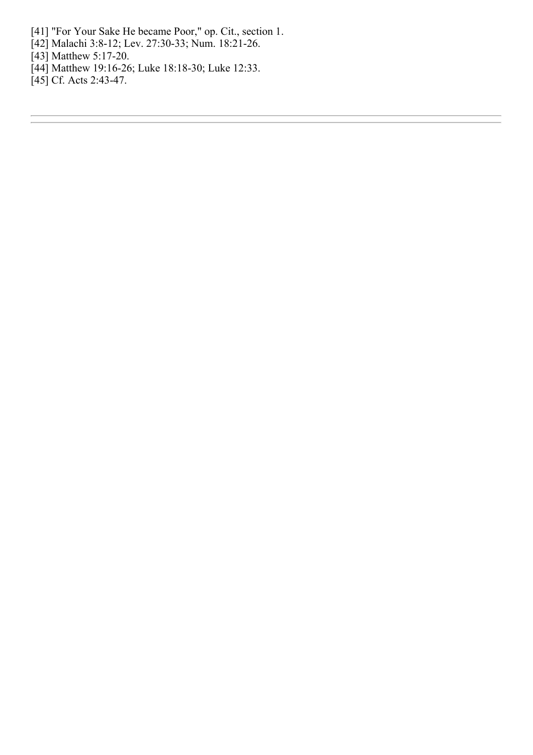[41] "For Your Sake He became Poor," op. Cit., section 1.
[42] Malachi 3:8-12; Lev. 27:30-33; Num. 18:21-26.
[43] Matthew 5:17-20.
[44] Matthew 19:16-26; Luke 18:18-30; Luke 12:33.
[45] Cf. Acts 2:43-47.